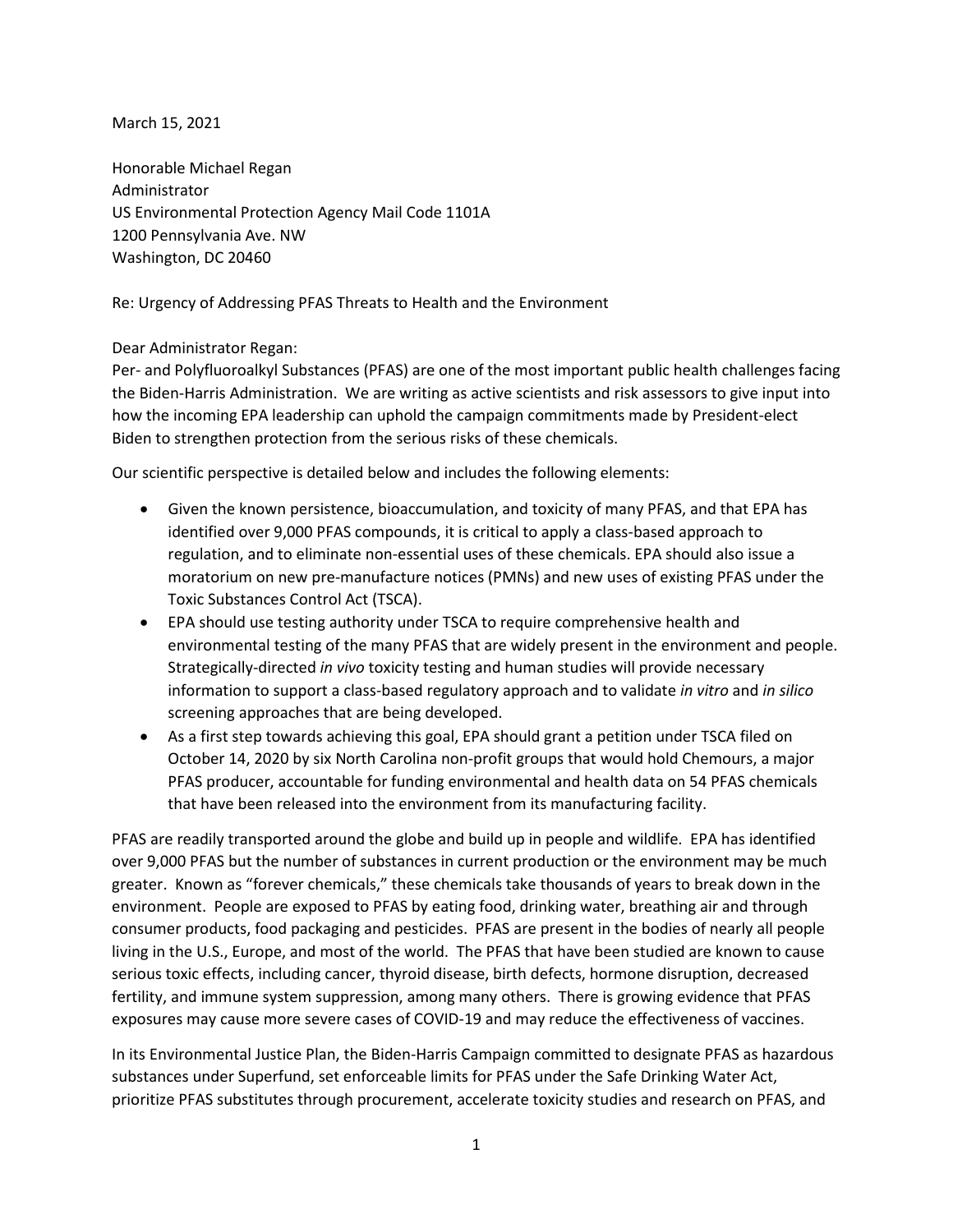March 15, 2021

Honorable Michael Regan
Administrator
US Environmental Protection Agency Mail Code 1101A
1200 Pennsylvania Ave. NW
Washington, DC 20460

Re: Urgency of Addressing PFAS Threats to Health and the Environment

Dear Administrator Regan:

Per- and Polyfluoroalkyl Substances (PFAS) are one of the most important public health challenges facing the Biden-Harris Administration. We are writing as active scientists and risk assessors to give input into how the incoming EPA leadership can uphold the campaign commitments made by President-elect Biden to strengthen protection from the serious risks of these chemicals.

Our scientific perspective is detailed below and includes the following elements:

- Given the known persistence, bioaccumulation, and toxicity of many PFAS, and that EPA has identified over 9,000 PFAS compounds, it is critical to apply a class-based approach to regulation, and to eliminate non-essential uses of these chemicals. EPA should also issue a moratorium on new pre-manufacture notices (PMNs) and new uses of existing PFAS under the Toxic Substances Control Act (TSCA).
- EPA should use testing authority under TSCA to require comprehensive health and environmental testing of the many PFAS that are widely present in the environment and people. Strategically-directed *in vivo* toxicity testing and human studies will provide necessary information to support a class-based regulatory approach and to validate *in vitro* and *in silico* screening approaches that are being developed.
- As a first step towards achieving this goal, EPA should grant a petition under TSCA filed on October 14, 2020 by six North Carolina non-profit groups that would hold Chemours, a major PFAS producer, accountable for funding environmental and health data on 54 PFAS chemicals that have been released into the environment from its manufacturing facility.

PFAS are readily transported around the globe and build up in people and wildlife. EPA has identified over 9,000 PFAS but the number of substances in current production or the environment may be much greater. Known as "forever chemicals," these chemicals take thousands of years to break down in the environment. People are exposed to PFAS by eating food, drinking water, breathing air and through consumer products, food packaging and pesticides. PFAS are present in the bodies of nearly all people living in the U.S., Europe, and most of the world. The PFAS that have been studied are known to cause serious toxic effects, including cancer, thyroid disease, birth defects, hormone disruption, decreased fertility, and immune system suppression, among many others. There is growing evidence that PFAS exposures may cause more severe cases of COVID-19 and may reduce the effectiveness of vaccines.

In its Environmental Justice Plan, the Biden-Harris Campaign committed to designate PFAS as hazardous substances under Superfund, set enforceable limits for PFAS under the Safe Drinking Water Act, prioritize PFAS substitutes through procurement, accelerate toxicity studies and research on PFAS, and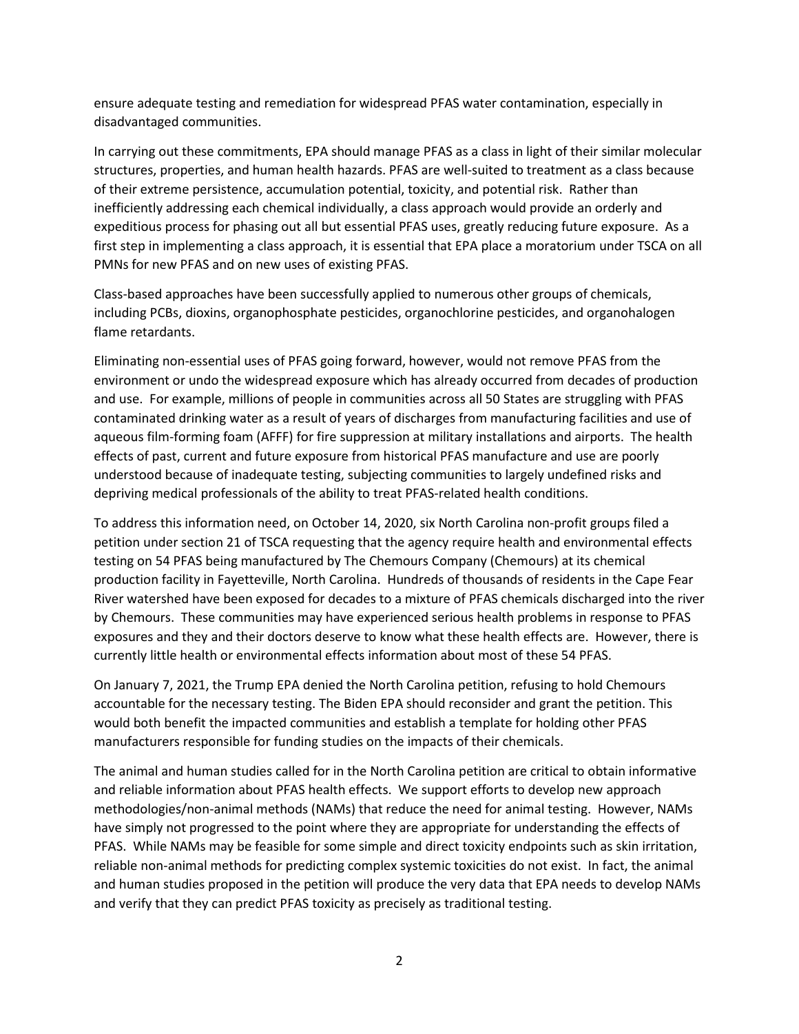ensure adequate testing and remediation for widespread PFAS water contamination, especially in disadvantaged communities.

In carrying out these commitments, EPA should manage PFAS as a class in light of their similar molecular structures, properties, and human health hazards. PFAS are well-suited to treatment as a class because of their extreme persistence, accumulation potential, toxicity, and potential risk. Rather than inefficiently addressing each chemical individually, a class approach would provide an orderly and expeditious process for phasing out all but essential PFAS uses, greatly reducing future exposure. As a first step in implementing a class approach, it is essential that EPA place a moratorium under TSCA on all PMNs for new PFAS and on new uses of existing PFAS.

Class-based approaches have been successfully applied to numerous other groups of chemicals, including PCBs, dioxins, organophosphate pesticides, organochlorine pesticides, and organohalogen flame retardants.

Eliminating non-essential uses of PFAS going forward, however, would not remove PFAS from the environment or undo the widespread exposure which has already occurred from decades of production and use. For example, millions of people in communities across all 50 States are struggling with PFAS contaminated drinking water as a result of years of discharges from manufacturing facilities and use of aqueous film-forming foam (AFFF) for fire suppression at military installations and airports. The health effects of past, current and future exposure from historical PFAS manufacture and use are poorly understood because of inadequate testing, subjecting communities to largely undefined risks and depriving medical professionals of the ability to treat PFAS-related health conditions.

To address this information need, on October 14, 2020, six North Carolina non-profit groups filed a petition under section 21 of TSCA requesting that the agency require health and environmental effects testing on 54 PFAS being manufactured by The Chemours Company (Chemours) at its chemical production facility in Fayetteville, North Carolina. Hundreds of thousands of residents in the Cape Fear River watershed have been exposed for decades to a mixture of PFAS chemicals discharged into the river by Chemours. These communities may have experienced serious health problems in response to PFAS exposures and they and their doctors deserve to know what these health effects are. However, there is currently little health or environmental effects information about most of these 54 PFAS.

On January 7, 2021, the Trump EPA denied the North Carolina petition, refusing to hold Chemours accountable for the necessary testing. The Biden EPA should reconsider and grant the petition. This would both benefit the impacted communities and establish a template for holding other PFAS manufacturers responsible for funding studies on the impacts of their chemicals.

The animal and human studies called for in the North Carolina petition are critical to obtain informative and reliable information about PFAS health effects. We support efforts to develop new approach methodologies/non-animal methods (NAMs) that reduce the need for animal testing. However, NAMs have simply not progressed to the point where they are appropriate for understanding the effects of PFAS. While NAMs may be feasible for some simple and direct toxicity endpoints such as skin irritation, reliable non-animal methods for predicting complex systemic toxicities do not exist. In fact, the animal and human studies proposed in the petition will produce the very data that EPA needs to develop NAMs and verify that they can predict PFAS toxicity as precisely as traditional testing.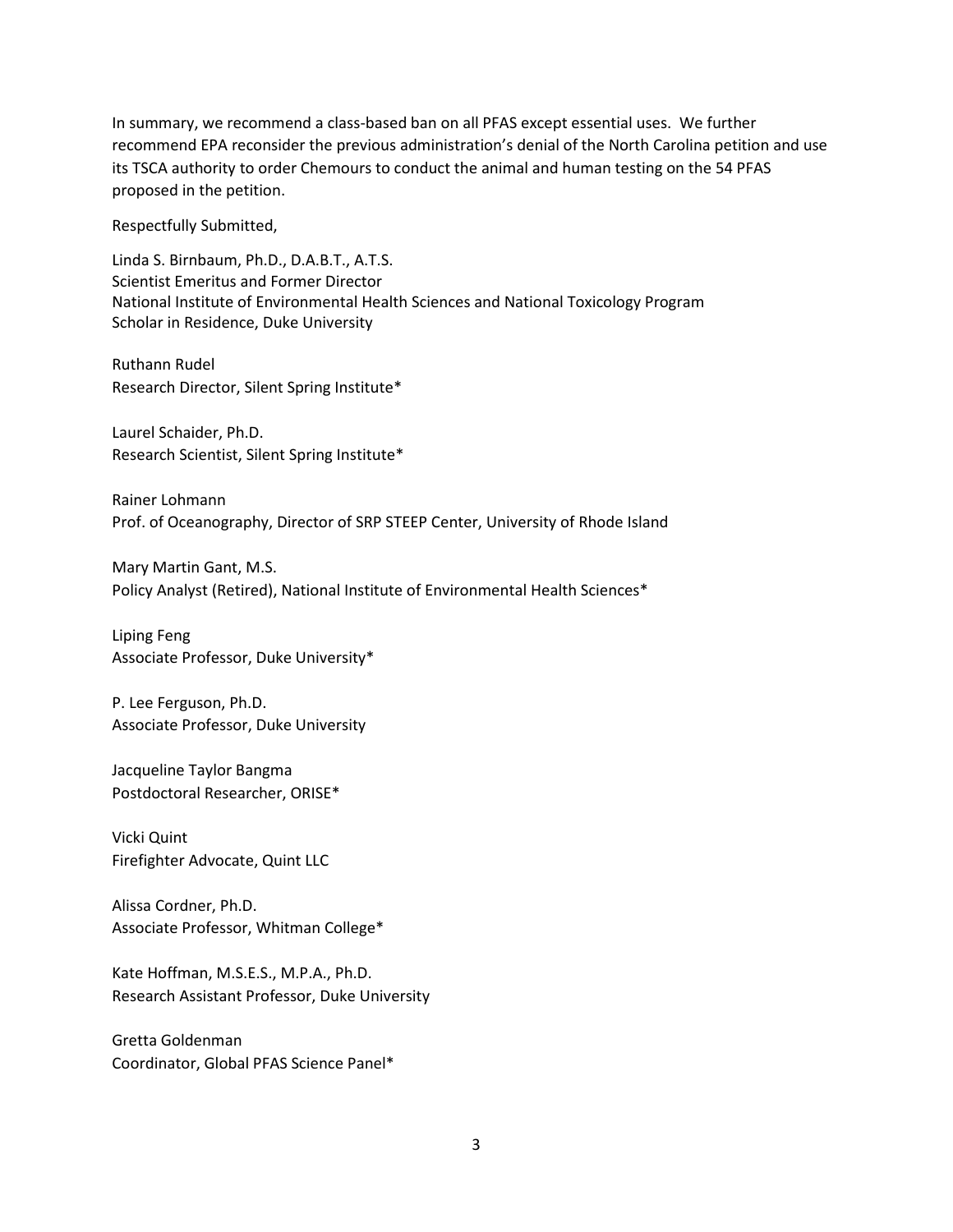In summary, we recommend a class-based ban on all PFAS except essential uses. We further recommend EPA reconsider the previous administration's denial of the North Carolina petition and use its TSCA authority to order Chemours to conduct the animal and human testing on the 54 PFAS proposed in the petition.

Respectfully Submitted,

Linda S. Birnbaum, Ph.D., D.A.B.T., A.T.S.
Scientist Emeritus and Former Director
National Institute of Environmental Health Sciences and National Toxicology Program
Scholar in Residence, Duke University

Ruthann Rudel
Research Director, Silent Spring Institute*

Laurel Schaider, Ph.D.
Research Scientist, Silent Spring Institute*

Rainer Lohmann
Prof. of Oceanography, Director of SRP STEEP Center, University of Rhode Island

Mary Martin Gant, M.S.
Policy Analyst (Retired), National Institute of Environmental Health Sciences*

Liping Feng
Associate Professor, Duke University*

P. Lee Ferguson, Ph.D.
Associate Professor, Duke University

Jacqueline Taylor Bangma
Postdoctoral Researcher, ORISE*

Vicki Quint
Firefighter Advocate, Quint LLC

Alissa Cordner, Ph.D.
Associate Professor, Whitman College*

Kate Hoffman, M.S.E.S., M.P.A., Ph.D.
Research Assistant Professor, Duke University

Gretta Goldenman
Coordinator, Global PFAS Science Panel*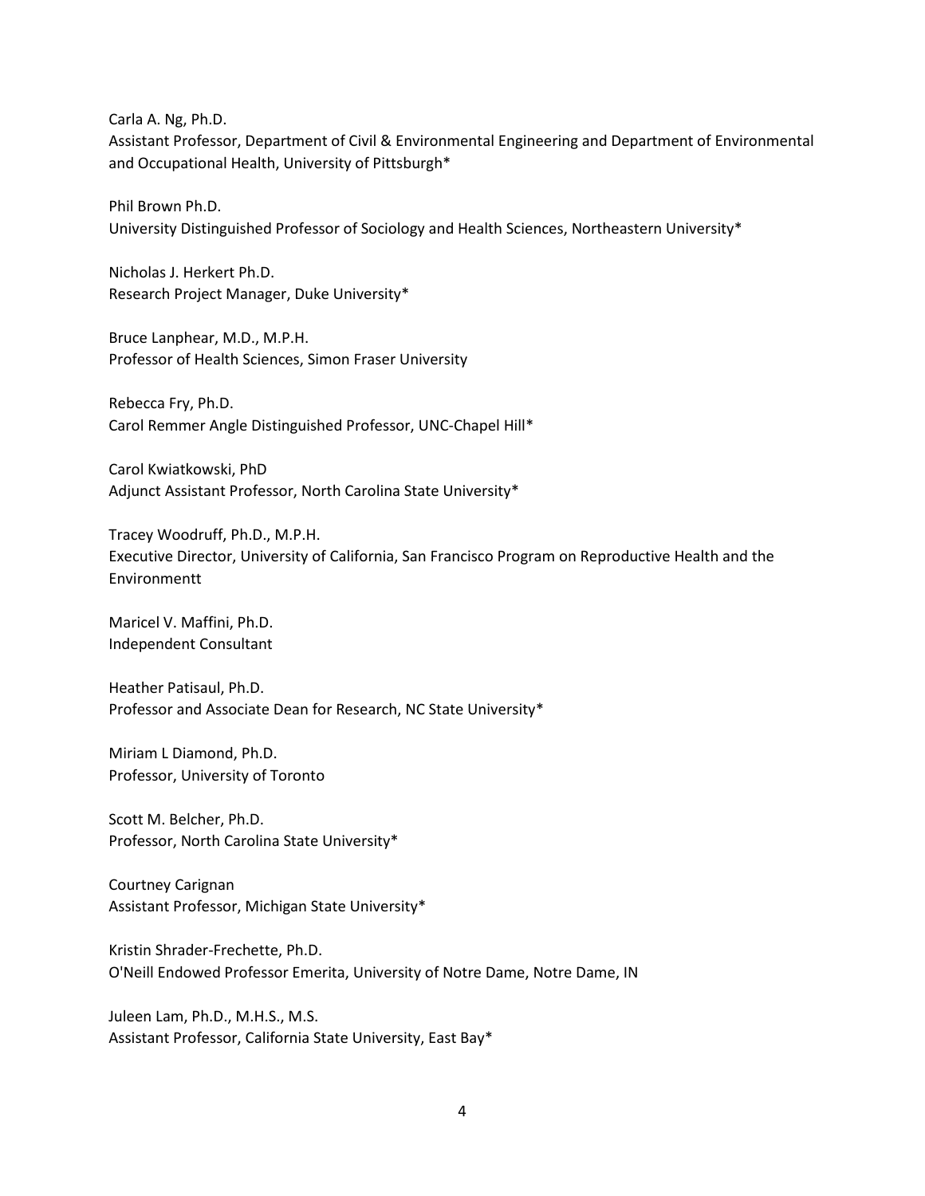Carla A. Ng, Ph.D.
Assistant Professor, Department of Civil & Environmental Engineering and Department of Environmental and Occupational Health, University of Pittsburgh*

Phil Brown Ph.D.
University Distinguished Professor of Sociology and Health Sciences, Northeastern University*

Nicholas J. Herkert Ph.D.
Research Project Manager, Duke University*

Bruce Lanphear, M.D., M.P.H.
Professor of Health Sciences, Simon Fraser University

Rebecca Fry, Ph.D.
Carol Remmer Angle Distinguished Professor, UNC-Chapel Hill*

Carol Kwiatkowski, PhD
Adjunct Assistant Professor, North Carolina State University*

Tracey Woodruff, Ph.D., M.P.H.
Executive Director, University of California, San Francisco Program on Reproductive Health and the Environmentt

Maricel V. Maffini, Ph.D.
Independent Consultant

Heather Patisaul, Ph.D.
Professor and Associate Dean for Research, NC State University*

Miriam L Diamond, Ph.D.
Professor, University of Toronto

Scott M. Belcher, Ph.D.
Professor, North Carolina State University*

Courtney Carignan
Assistant Professor, Michigan State University*

Kristin Shrader-Frechette, Ph.D.
O'Neill Endowed Professor Emerita, University of Notre Dame, Notre Dame, IN

Juleen Lam, Ph.D., M.H.S., M.S.
Assistant Professor, California State University, East Bay*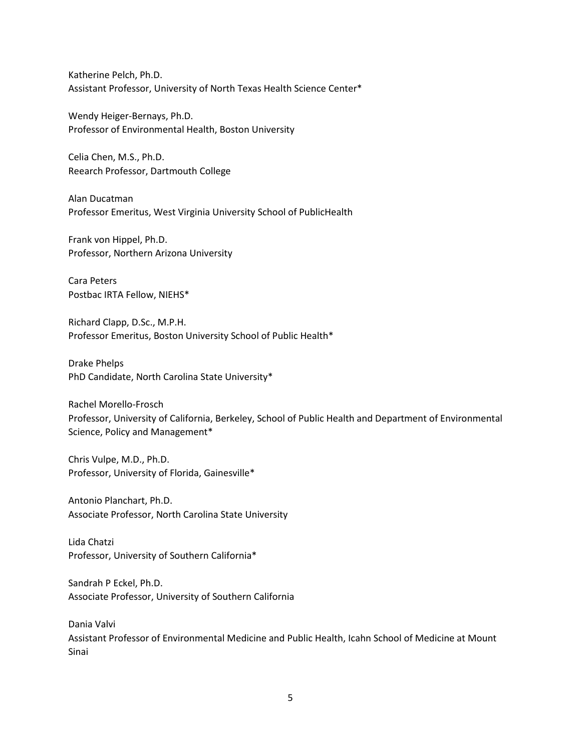Katherine Pelch, Ph.D.
Assistant Professor, University of North Texas Health Science Center*

Wendy Heiger-Bernays, Ph.D.
Professor of Environmental Health, Boston University

Celia Chen, M.S., Ph.D.
Reearch Professor, Dartmouth College

Alan Ducatman
Professor Emeritus, West Virginia University School of PublicHealth

Frank von Hippel, Ph.D.
Professor, Northern Arizona University

Cara Peters
Postbac IRTA Fellow, NIEHS*

Richard Clapp, D.Sc., M.P.H.
Professor Emeritus, Boston University School of Public Health*

Drake Phelps
PhD Candidate, North Carolina State University*

Rachel Morello-Frosch
Professor, University of California, Berkeley, School of Public Health and Department of Environmental Science, Policy and Management*

Chris Vulpe, M.D., Ph.D.
Professor, University of Florida, Gainesville*

Antonio Planchart, Ph.D.
Associate Professor, North Carolina State University

Lida Chatzi
Professor, University of Southern California*

Sandrah P Eckel, Ph.D.
Associate Professor, University of Southern California

Dania Valvi
Assistant Professor of Environmental Medicine and Public Health, Icahn School of Medicine at Mount Sinai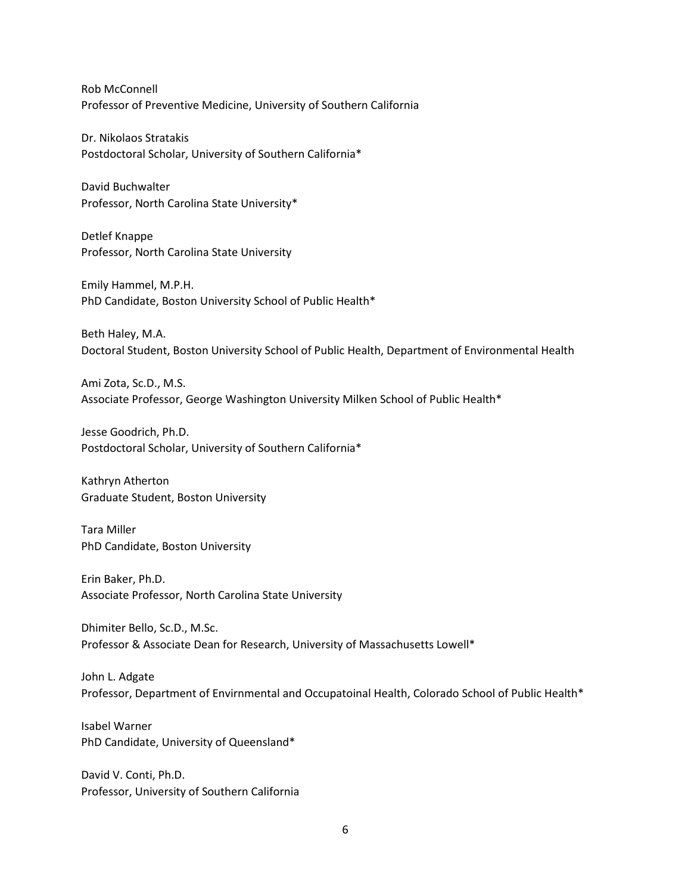Rob McConnell
Professor of Preventive Medicine, University of Southern California

Dr. Nikolaos Stratakis
Postdoctoral Scholar, University of Southern California*

David Buchwalter
Professor, North Carolina State University*

Detlef Knappe
Professor, North Carolina State University

Emily Hammel, M.P.H.
PhD Candidate, Boston University School of Public Health*

Beth Haley, M.A.
Doctoral Student, Boston University School of Public Health, Department of Environmental Health

Ami Zota, Sc.D., M.S.
Associate Professor, George Washington University Milken School of Public Health*

Jesse Goodrich, Ph.D.
Postdoctoral Scholar, University of Southern California*

Kathryn Atherton
Graduate Student, Boston University

Tara Miller
PhD Candidate, Boston University

Erin Baker, Ph.D.
Associate Professor, North Carolina State University

Dhimiter Bello, Sc.D., M.Sc.
Professor & Associate Dean for Research, University of Massachusetts Lowell*

John L. Adgate
Professor, Department of Envirnmental and Occupatoinal Health, Colorado School of Public Health*

Isabel Warner
PhD Candidate, University of Queensland*

David V. Conti, Ph.D.
Professor, University of Southern California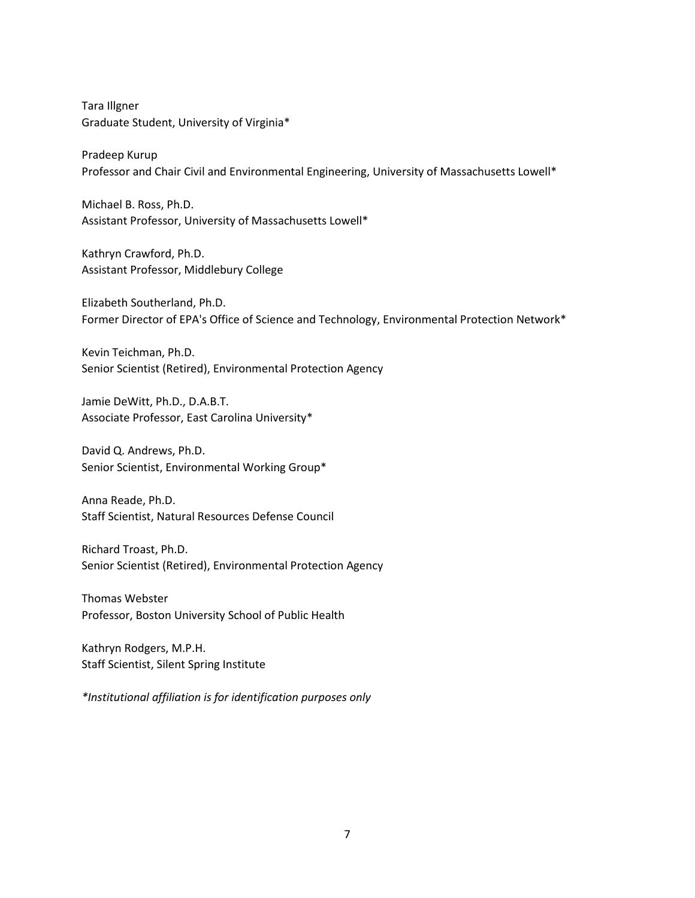Tara Illgner
Graduate Student, University of Virginia*

Pradeep Kurup
Professor and Chair Civil and Environmental Engineering, University of Massachusetts Lowell*

Michael B. Ross, Ph.D.
Assistant Professor, University of Massachusetts Lowell*

Kathryn Crawford, Ph.D.
Assistant Professor, Middlebury College

Elizabeth Southerland, Ph.D.
Former Director of EPA's Office of Science and Technology, Environmental Protection Network*

Kevin Teichman, Ph.D.
Senior Scientist (Retired), Environmental Protection Agency

Jamie DeWitt, Ph.D., D.A.B.T.
Associate Professor, East Carolina University*

David Q. Andrews, Ph.D.
Senior Scientist, Environmental Working Group*

Anna Reade, Ph.D.
Staff Scientist, Natural Resources Defense Council

Richard Troast, Ph.D.
Senior Scientist (Retired), Environmental Protection Agency

Thomas Webster
Professor, Boston University School of Public Health

Kathryn Rodgers, M.P.H.
Staff Scientist, Silent Spring Institute

*\*Institutional affiliation is for identification purposes only*